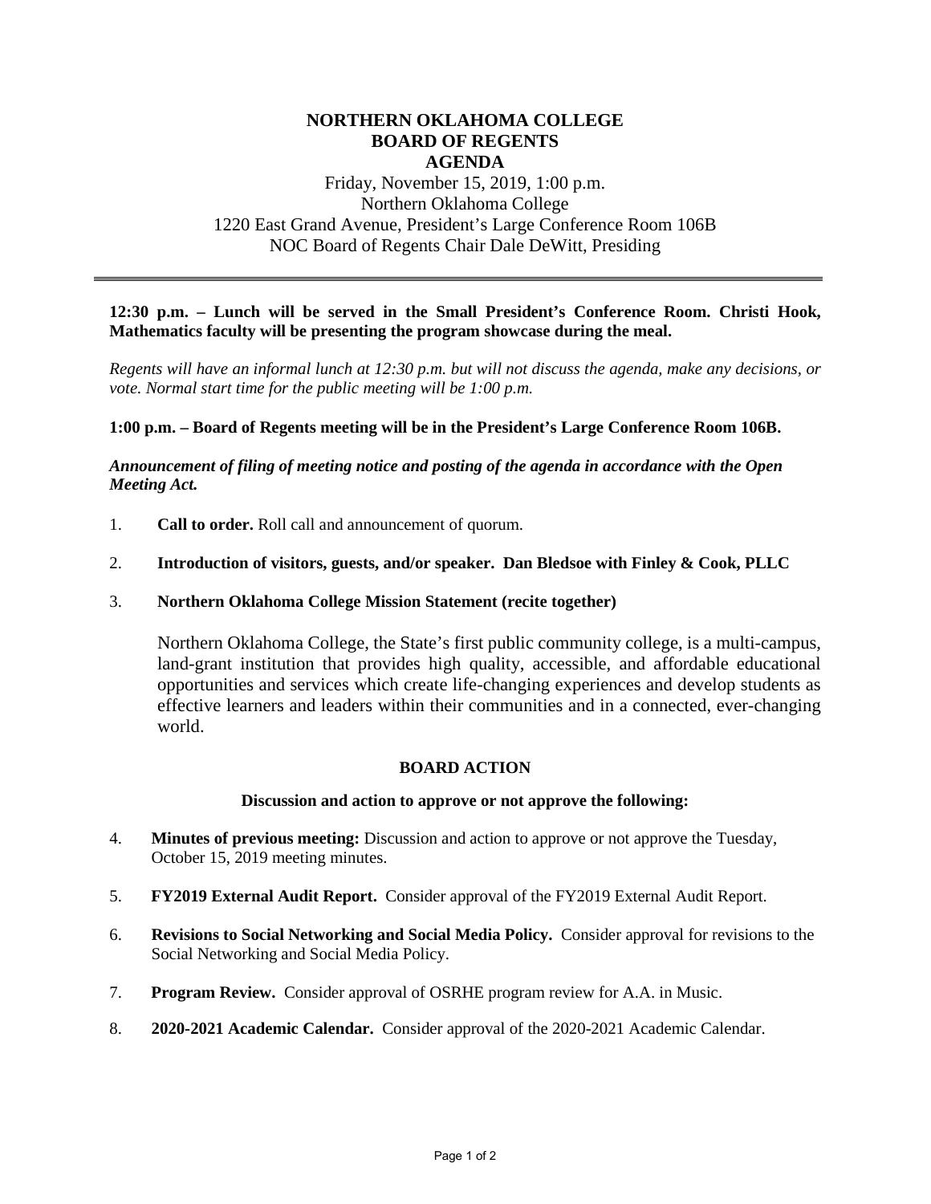# NORTHERN OKLAHOMA COLLEGE
# BOARD OF REGENTS
# AGENDA

Friday, November 15, 2019, 1:00 p.m.
Northern Oklahoma College
1220 East Grand Avenue, President's Large Conference Room 106B
NOC Board of Regents Chair Dale DeWitt, Presiding

---

**12:30 p.m. – Lunch will be served in the Small President's Conference Room. Christi Hook, Mathematics faculty will be presenting the program showcase during the meal.**

*Regents will have an informal lunch at 12:30 p.m. but will not discuss the agenda, make any decisions, or vote. Normal start time for the public meeting will be 1:00 p.m.*

**1:00 p.m. – Board of Regents meeting will be in the President's Large Conference Room 106B.**

***Announcement of filing of meeting notice and posting of the agenda in accordance with the Open Meeting Act.***

1. **Call to order.** Roll call and announcement of quorum.

2. **Introduction of visitors, guests, and/or speaker. Dan Bledsoe with Finley & Cook, PLLC**

3. **Northern Oklahoma College Mission Statement (recite together)**

   Northern Oklahoma College, the State's first public community college, is a multi-campus, land-grant institution that provides high quality, accessible, and affordable educational opportunities and services which create life-changing experiences and develop students as effective learners and leaders within their communities and in a connected, ever-changing world.

## BOARD ACTION

**Discussion and action to approve or not approve the following:**

4. **Minutes of previous meeting:** Discussion and action to approve or not approve the Tuesday, October 15, 2019 meeting minutes.

5. **FY2019 External Audit Report.** Consider approval of the FY2019 External Audit Report.

6. **Revisions to Social Networking and Social Media Policy.** Consider approval for revisions to the Social Networking and Social Media Policy.

7. **Program Review.** Consider approval of OSRHE program review for A.A. in Music.

8. **2020-2021 Academic Calendar.** Consider approval of the 2020-2021 Academic Calendar.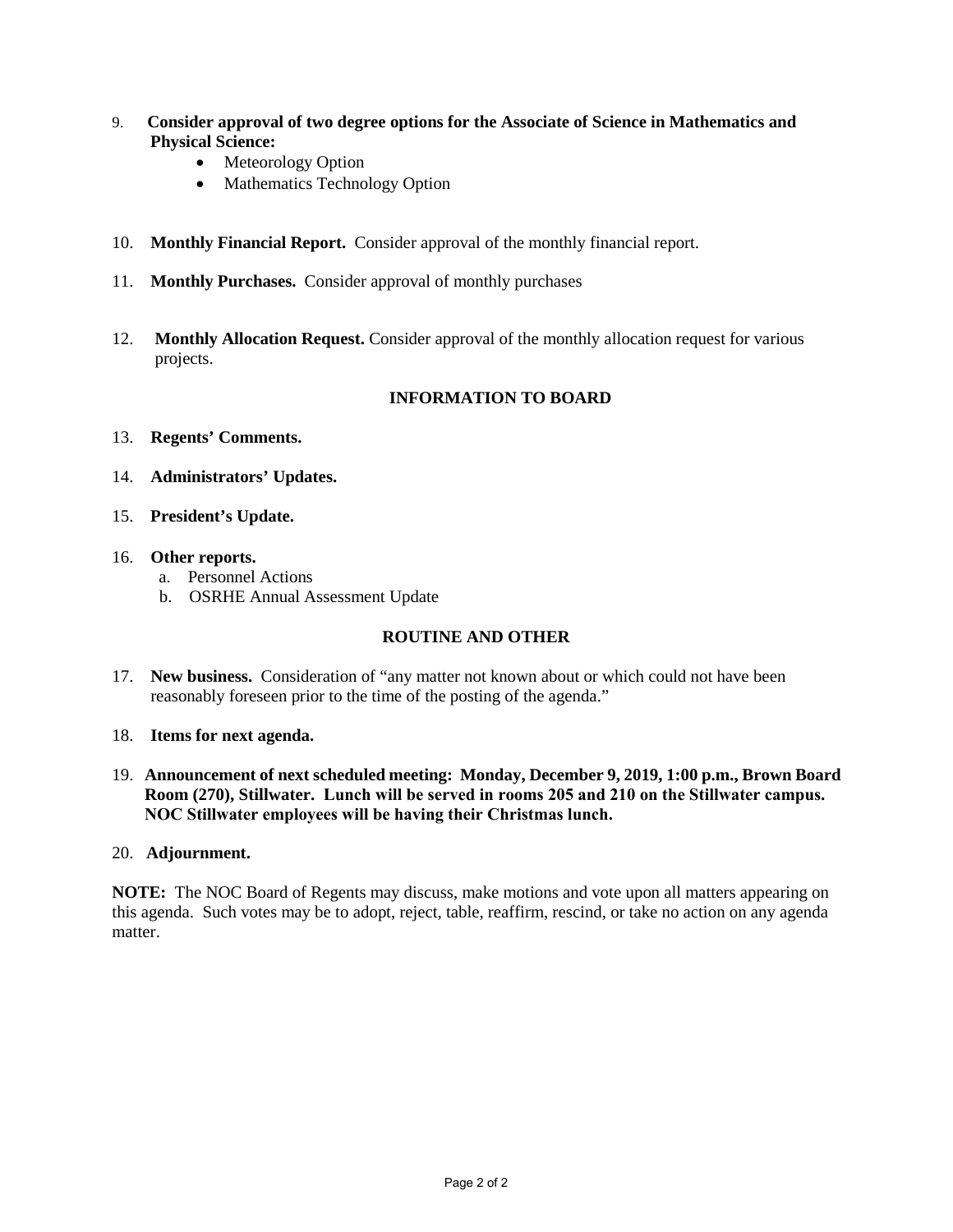9. **Consider approval of two degree options for the Associate of Science in Mathematics and Physical Science:**
   - Meteorology Option
   - Mathematics Technology Option

10. **Monthly Financial Report.** Consider approval of the monthly financial report.

11. **Monthly Purchases.** Consider approval of monthly purchases

12. **Monthly Allocation Request.** Consider approval of the monthly allocation request for various projects.

## INFORMATION TO BOARD

13. **Regents' Comments.**

14. **Administrators' Updates.**

15. **President's Update.**

16. **Other reports.**
    a. Personnel Actions
    b. OSRHE Annual Assessment Update

## ROUTINE AND OTHER

17. **New business.** Consideration of "any matter not known about or which could not have been reasonably foreseen prior to the time of the posting of the agenda."

18. **Items for next agenda.**

19. **Announcement of next scheduled meeting: Monday, December 9, 2019, 1:00 p.m., Brown Board Room (270), Stillwater. Lunch will be served in rooms 205 and 210 on the Stillwater campus. NOC Stillwater employees will be having their Christmas lunch.**

20. **Adjournment.**

**NOTE:** The NOC Board of Regents may discuss, make motions and vote upon all matters appearing on this agenda. Such votes may be to adopt, reject, table, reaffirm, rescind, or take no action on any agenda matter.